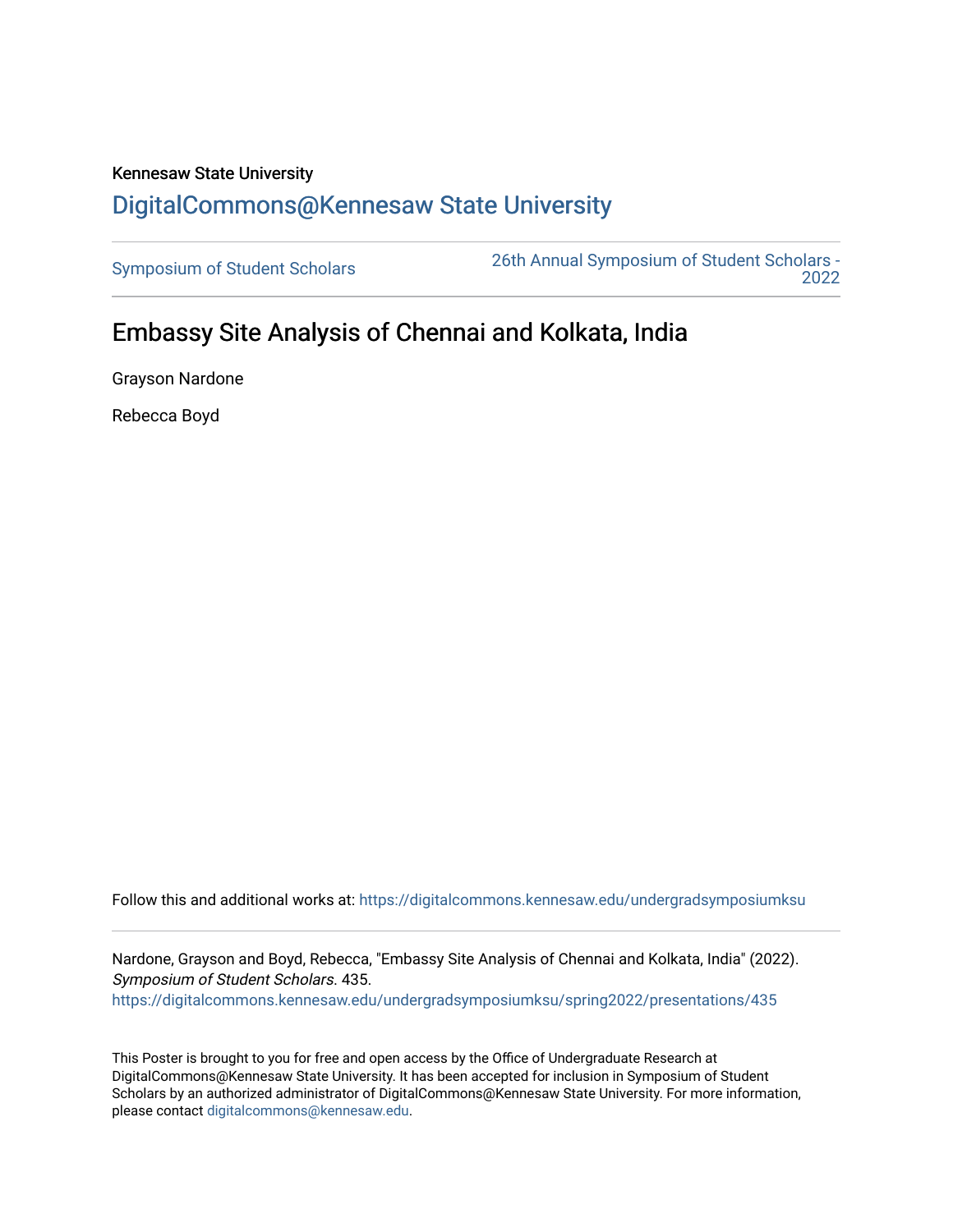Kennesaw State University

## DigitalCommons@Kennesaw State University

Symposium of Student Scholars

26th Annual Symposium of Student Scholars - 2022

# Embassy Site Analysis of Chennai and Kolkata, India

Grayson Nardone

Rebecca Boyd

Follow this and additional works at: https://digitalcommons.kennesaw.edu/undergradsymposiumksu

Nardone, Grayson and Boyd, Rebecca, "Embassy Site Analysis of Chennai and Kolkata, India" (2022). *Symposium of Student Scholars*. 435.
https://digitalcommons.kennesaw.edu/undergradsymposiumksu/spring2022/presentations/435

This Poster is brought to you for free and open access by the Office of Undergraduate Research at DigitalCommons@Kennesaw State University. It has been accepted for inclusion in Symposium of Student Scholars by an authorized administrator of DigitalCommons@Kennesaw State University. For more information, please contact digitalcommons@kennesaw.edu.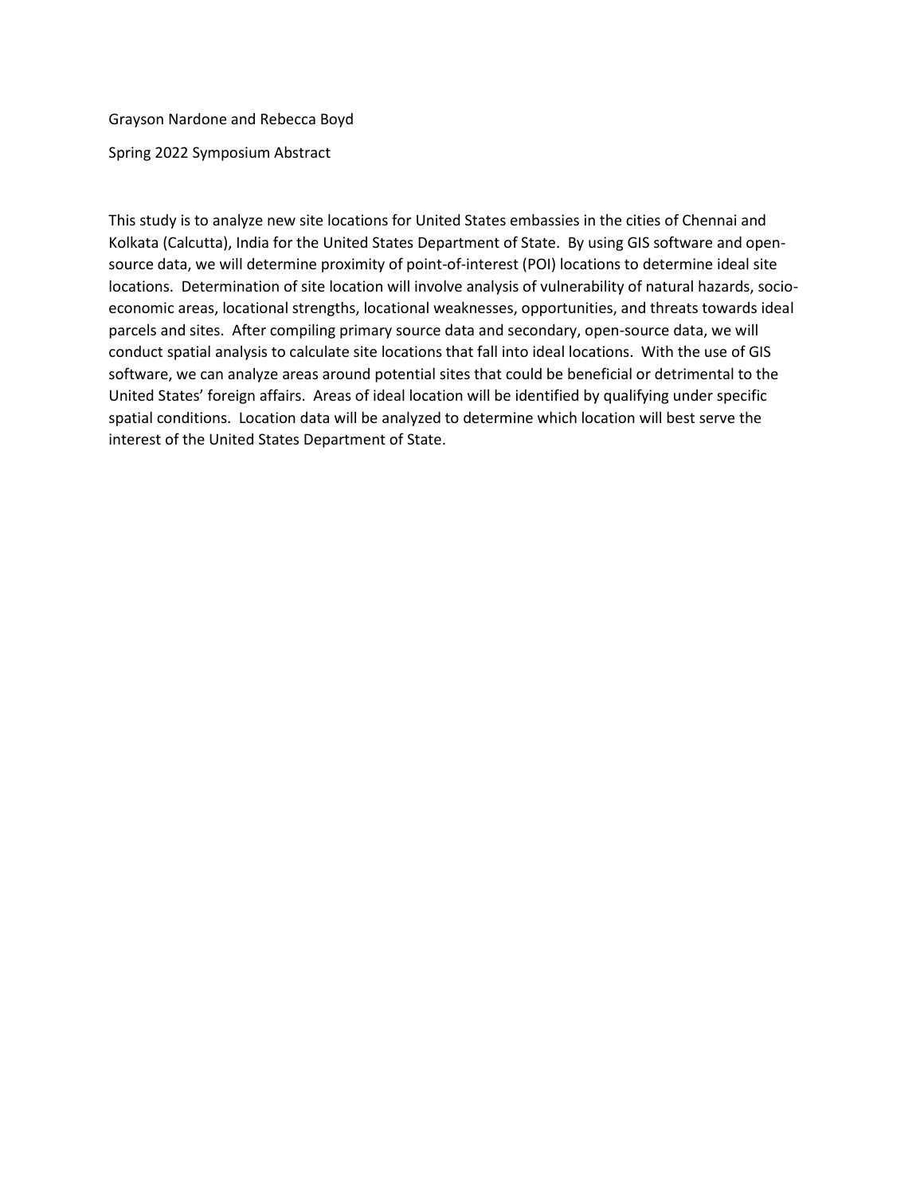Grayson Nardone and Rebecca Boyd

Spring 2022 Symposium Abstract

This study is to analyze new site locations for United States embassies in the cities of Chennai and Kolkata (Calcutta), India for the United States Department of State. By using GIS software and open-source data, we will determine proximity of point-of-interest (POI) locations to determine ideal site locations. Determination of site location will involve analysis of vulnerability of natural hazards, socio-economic areas, locational strengths, locational weaknesses, opportunities, and threats towards ideal parcels and sites. After compiling primary source data and secondary, open-source data, we will conduct spatial analysis to calculate site locations that fall into ideal locations. With the use of GIS software, we can analyze areas around potential sites that could be beneficial or detrimental to the United States' foreign affairs. Areas of ideal location will be identified by qualifying under specific spatial conditions. Location data will be analyzed to determine which location will best serve the interest of the United States Department of State.